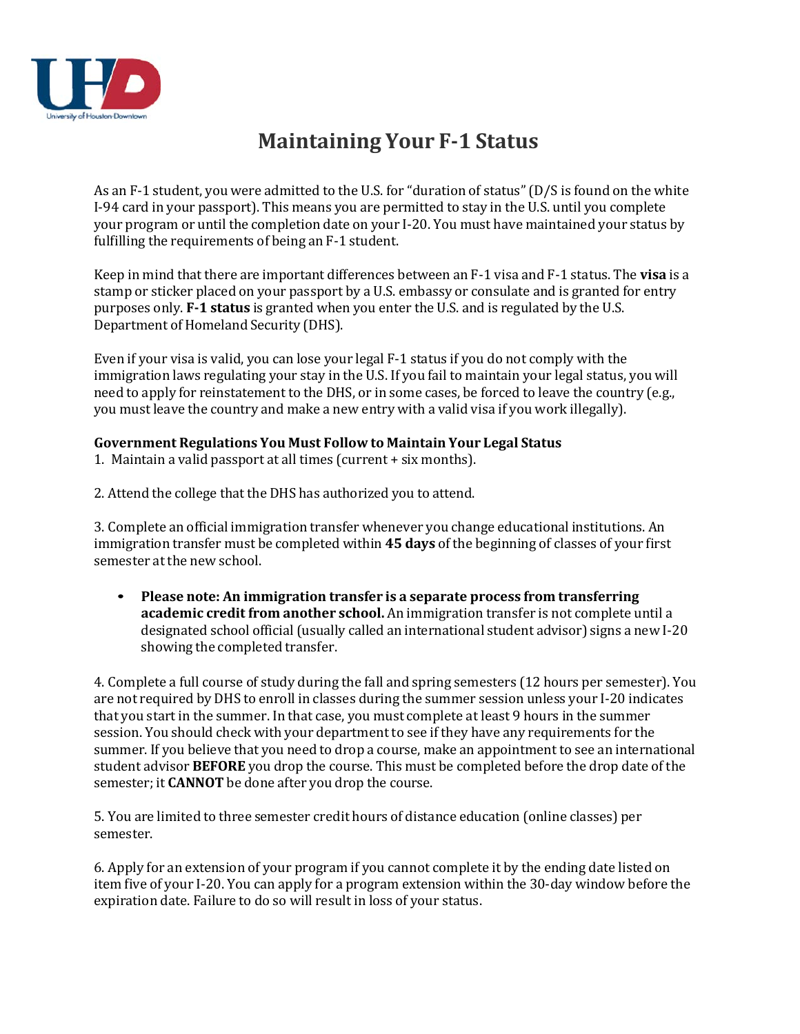# Maintaining Your F-1 Status

As an F-1 student, you were admitted to the U.S. for "duration of status" (D/S is found on the white I-94 card in your passport). This means you are permitted to stay in the U.S. until you complete your program or until the completion date on your I-20. You must have maintained your status by fulfilling the requirements of being an F-1 student.

Keep in mind that there are important differences between an F-1 visa and F-1 status. The **visa** is a stamp or sticker placed on your passport by a U.S. embassy or consulate and is granted for entry purposes only. **F-1 status** is granted when you enter the U.S. and is regulated by the U.S. Department of Homeland Security (DHS).

Even if your visa is valid, you can lose your legal F-1 status if you do not comply with the immigration laws regulating your stay in the U.S. If you fail to maintain your legal status, you will need to apply for reinstatement to the DHS, or in some cases, be forced to leave the country (e.g., you must leave the country and make a new entry with a valid visa if you work illegally).

**Government Regulations You Must Follow to Maintain Your Legal Status**

1. Maintain a valid passport at all times (current + six months).

2. Attend the college that the DHS has authorized you to attend.

3. Complete an official immigration transfer whenever you change educational institutions. An immigration transfer must be completed within **45 days** of the beginning of classes of your first semester at the new school.

   - **Please note: An immigration transfer is a separate process from transferring academic credit from another school.** An immigration transfer is not complete until a designated school official (usually called an international student advisor) signs a new I-20 showing the completed transfer.

4. Complete a full course of study during the fall and spring semesters (12 hours per semester). You are not required by DHS to enroll in classes during the summer session unless your I-20 indicates that you start in the summer. In that case, you must complete at least 9 hours in the summer session. You should check with your department to see if they have any requirements for the summer. If you believe that you need to drop a course, make an appointment to see an international student advisor **BEFORE** you drop the course. This must be completed before the drop date of the semester; it **CANNOT** be done after you drop the course.

5. You are limited to three semester credit hours of distance education (online classes) per semester.

6. Apply for an extension of your program if you cannot complete it by the ending date listed on item five of your I-20. You can apply for a program extension within the 30-day window before the expiration date. Failure to do so will result in loss of your status.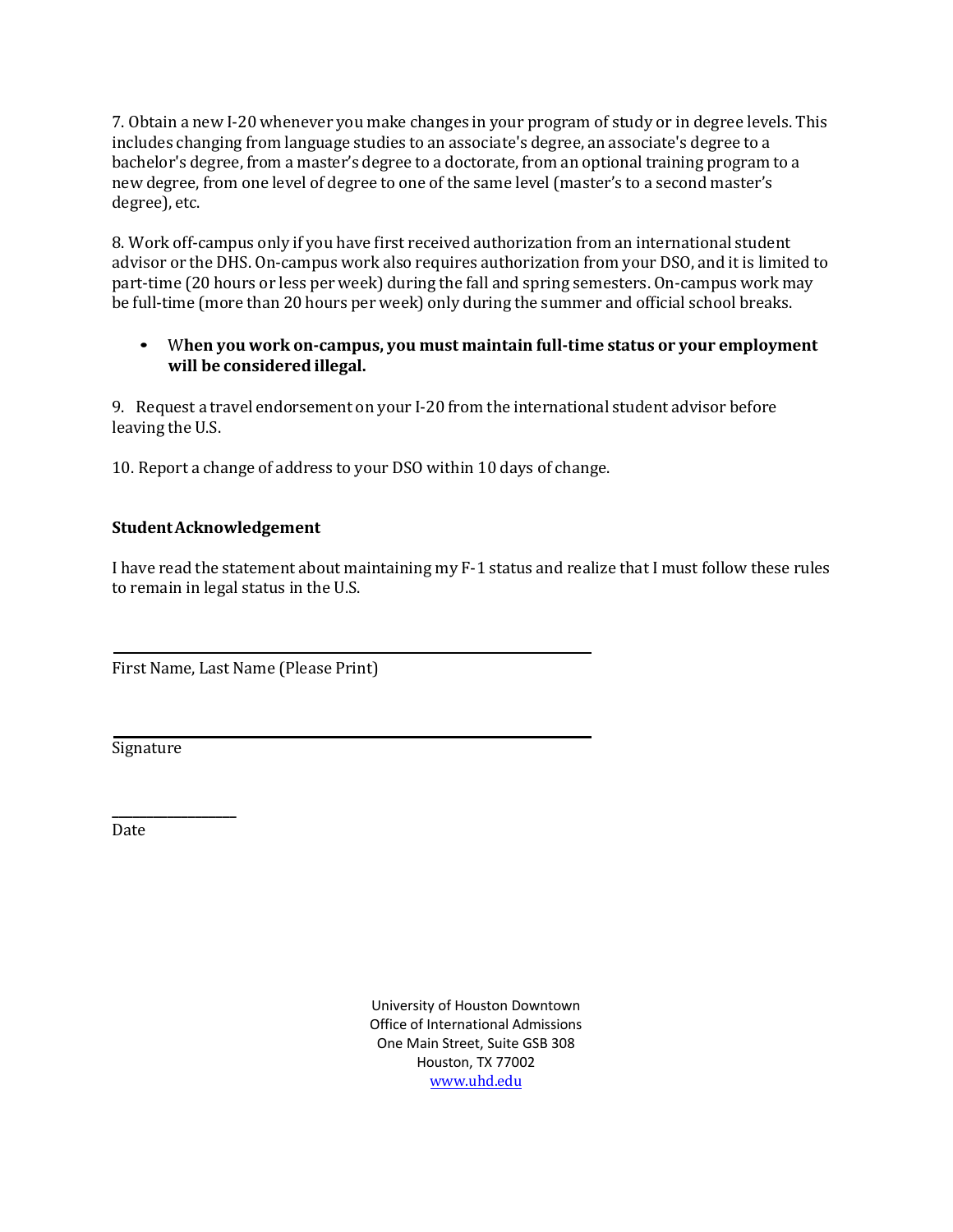7. Obtain a new I-20 whenever you make changes in your program of study or in degree levels. This includes changing from language studies to an associate's degree, an associate's degree to a bachelor's degree, from a master's degree to a doctorate, from an optional training program to a new degree, from one level of degree to one of the same level (master's to a second master's degree), etc.

8. Work off-campus only if you have first received authorization from an international student advisor or the DHS. On-campus work also requires authorization from your DSO, and it is limited to part-time (20 hours or less per week) during the fall and spring semesters. On-campus work may be full-time (more than 20 hours per week) only during the summer and official school breaks.

- W**hen you work on-campus, you must maintain full-time status or your employment will be considered illegal.**

9. Request a travel endorsement on your I-20 from the international student advisor before leaving the U.S.

10. Report a change of address to your DSO within 10 days of change.

**Student Acknowledgement**

I have read the statement about maintaining my F-1 status and realize that I must follow these rules to remain in legal status in the U.S.

\_\_\_\_\_\_\_\_\_\_\_\_\_\_\_\_\_\_\_\_\_\_\_\_\_\_\_\_\_\_\_\_\_\_\_\_\_\_\_\_\_\_\_\_

First Name, Last Name (Please Print)

\_\_\_\_\_\_\_\_\_\_\_\_\_\_\_\_\_\_\_\_\_\_\_\_\_\_\_\_\_\_\_\_\_\_\_\_\_\_\_\_\_\_\_\_

Signature

\_\_\_\_\_\_\_\_\_\_\_\_

Date

University of Houston Downtown
Office of International Admissions
One Main Street, Suite GSB 308
Houston, TX 77002
www.uhd.edu